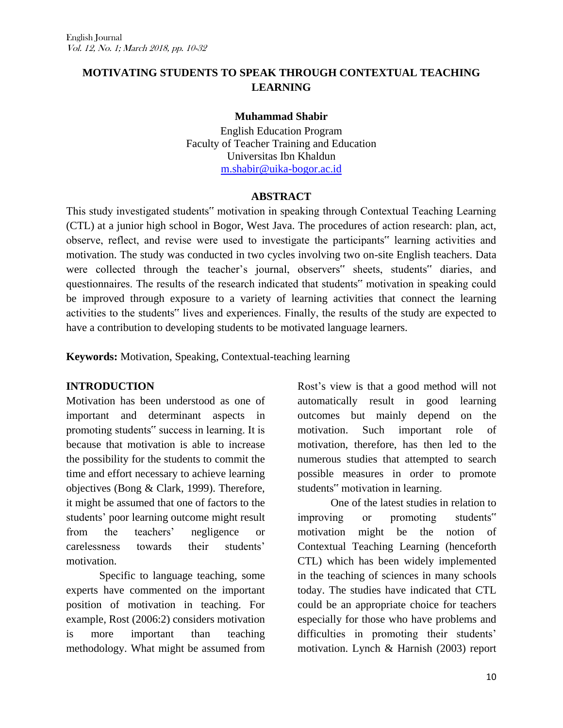# MOTIVATING STUDENTS TO SPEAK THROUGH CONTEXTUAL TEACHING LEARNING

**Muhammad Shabir**

English Education Program
Faculty of Teacher Training and Education
Universitas Ibn Khaldun
m.shabir@uika-bogor.ac.id

## ABSTRACT

This study investigated students" motivation in speaking through Contextual Teaching Learning (CTL) at a junior high school in Bogor, West Java. The procedures of action research: plan, act, observe, reflect, and revise were used to investigate the participants" learning activities and motivation. The study was conducted in two cycles involving two on-site English teachers. Data were collected through the teacher's journal, observers" sheets, students" diaries, and questionnaires. The results of the research indicated that students" motivation in speaking could be improved through exposure to a variety of learning activities that connect the learning activities to the students" lives and experiences. Finally, the results of the study are expected to have a contribution to developing students to be motivated language learners.

**Keywords:** Motivation, Speaking, Contextual-teaching learning

## INTRODUCTION

Motivation has been understood as one of important and determinant aspects in promoting students" success in learning. It is because that motivation is able to increase the possibility for the students to commit the time and effort necessary to achieve learning objectives (Bong & Clark, 1999). Therefore, it might be assumed that one of factors to the students' poor learning outcome might result from the teachers' negligence or carelessness towards their students' motivation.

Specific to language teaching, some experts have commented on the important position of motivation in teaching. For example, Rost (2006:2) considers motivation is more important than teaching methodology. What might be assumed from Rost's view is that a good method will not automatically result in good learning outcomes but mainly depend on the motivation. Such important role of motivation, therefore, has then led to the numerous studies that attempted to search possible measures in order to promote students" motivation in learning.

One of the latest studies in relation to improving or promoting students" motivation might be the notion of Contextual Teaching Learning (henceforth CTL) which has been widely implemented in the teaching of sciences in many schools today. The studies have indicated that CTL could be an appropriate choice for teachers especially for those who have problems and difficulties in promoting their students' motivation. Lynch & Harnish (2003) report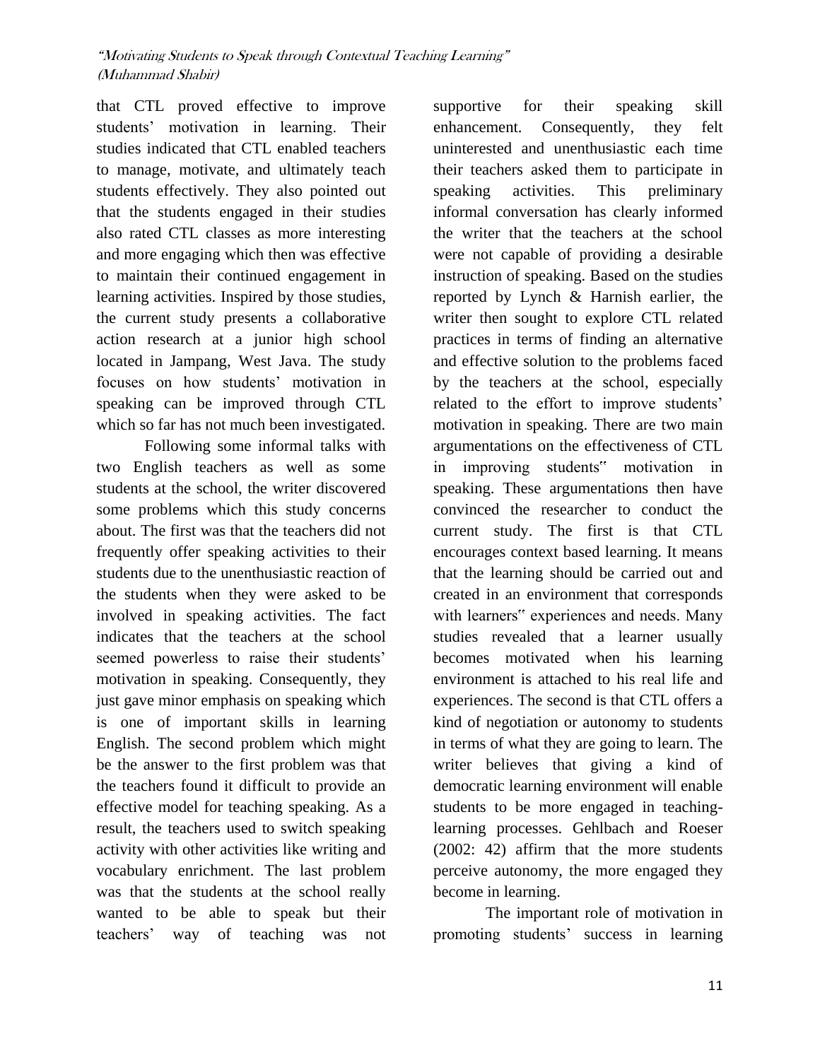that CTL proved effective to improve students' motivation in learning. Their studies indicated that CTL enabled teachers to manage, motivate, and ultimately teach students effectively. They also pointed out that the students engaged in their studies also rated CTL classes as more interesting and more engaging which then was effective to maintain their continued engagement in learning activities. Inspired by those studies, the current study presents a collaborative action research at a junior high school located in Jampang, West Java. The study focuses on how students' motivation in speaking can be improved through CTL which so far has not much been investigated.

Following some informal talks with two English teachers as well as some students at the school, the writer discovered some problems which this study concerns about. The first was that the teachers did not frequently offer speaking activities to their students due to the unenthusiastic reaction of the students when they were asked to be involved in speaking activities. The fact indicates that the teachers at the school seemed powerless to raise their students' motivation in speaking. Consequently, they just gave minor emphasis on speaking which is one of important skills in learning English. The second problem which might be the answer to the first problem was that the teachers found it difficult to provide an effective model for teaching speaking. As a result, the teachers used to switch speaking activity with other activities like writing and vocabulary enrichment. The last problem was that the students at the school really wanted to be able to speak but their teachers' way of teaching was not supportive for their speaking skill enhancement. Consequently, they felt uninterested and unenthusiastic each time their teachers asked them to participate in speaking activities. This preliminary informal conversation has clearly informed the writer that the teachers at the school were not capable of providing a desirable instruction of speaking. Based on the studies reported by Lynch & Harnish earlier, the writer then sought to explore CTL related practices in terms of finding an alternative and effective solution to the problems faced by the teachers at the school, especially related to the effort to improve students' motivation in speaking. There are two main argumentations on the effectiveness of CTL in improving students‟ motivation in speaking. These argumentations then have convinced the researcher to conduct the current study. The first is that CTL encourages context based learning. It means that the learning should be carried out and created in an environment that corresponds with learners‟ experiences and needs. Many studies revealed that a learner usually becomes motivated when his learning environment is attached to his real life and experiences. The second is that CTL offers a kind of negotiation or autonomy to students in terms of what they are going to learn. The writer believes that giving a kind of democratic learning environment will enable students to be more engaged in teaching-learning processes. Gehlbach and Roeser (2002: 42) affirm that the more students perceive autonomy, the more engaged they become in learning.

The important role of motivation in promoting students' success in learning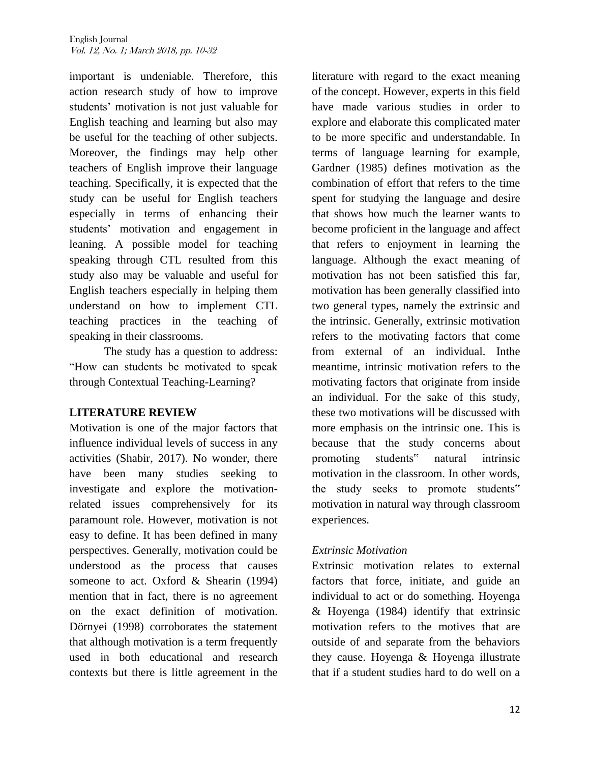important is undeniable. Therefore, this action research study of how to improve students' motivation is not just valuable for English teaching and learning but also may be useful for the teaching of other subjects. Moreover, the findings may help other teachers of English improve their language teaching. Specifically, it is expected that the study can be useful for English teachers especially in terms of enhancing their students' motivation and engagement in leaning. A possible model for teaching speaking through CTL resulted from this study also may be valuable and useful for English teachers especially in helping them understand on how to implement CTL teaching practices in the teaching of speaking in their classrooms.

The study has a question to address: "How can students be motivated to speak through Contextual Teaching-Learning?

## LITERATURE REVIEW

Motivation is one of the major factors that influence individual levels of success in any activities (Shabir, 2017). No wonder, there have been many studies seeking to investigate and explore the motivation-related issues comprehensively for its paramount role. However, motivation is not easy to define. It has been defined in many perspectives. Generally, motivation could be understood as the process that causes someone to act. Oxford & Shearin (1994) mention that in fact, there is no agreement on the exact definition of motivation. Dörnyei (1998) corroborates the statement that although motivation is a term frequently used in both educational and research contexts but there is little agreement in the literature with regard to the exact meaning of the concept. However, experts in this field have made various studies in order to explore and elaborate this complicated mater to be more specific and understandable. In terms of language learning for example, Gardner (1985) defines motivation as the combination of effort that refers to the time spent for studying the language and desire that shows how much the learner wants to become proficient in the language and affect that refers to enjoyment in learning the language. Although the exact meaning of motivation has not been satisfied this far, motivation has been generally classified into two general types, namely the extrinsic and the intrinsic. Generally, extrinsic motivation refers to the motivating factors that come from external of an individual. Inthe meantime, intrinsic motivation refers to the motivating factors that originate from inside an individual. For the sake of this study, these two motivations will be discussed with more emphasis on the intrinsic one. This is because that the study concerns about promoting students" natural intrinsic motivation in the classroom. In other words, the study seeks to promote students" motivation in natural way through classroom experiences.

### *Extrinsic Motivation*

Extrinsic motivation relates to external factors that force, initiate, and guide an individual to act or do something. Hoyenga & Hoyenga (1984) identify that extrinsic motivation refers to the motives that are outside of and separate from the behaviors they cause. Hoyenga & Hoyenga illustrate that if a student studies hard to do well on a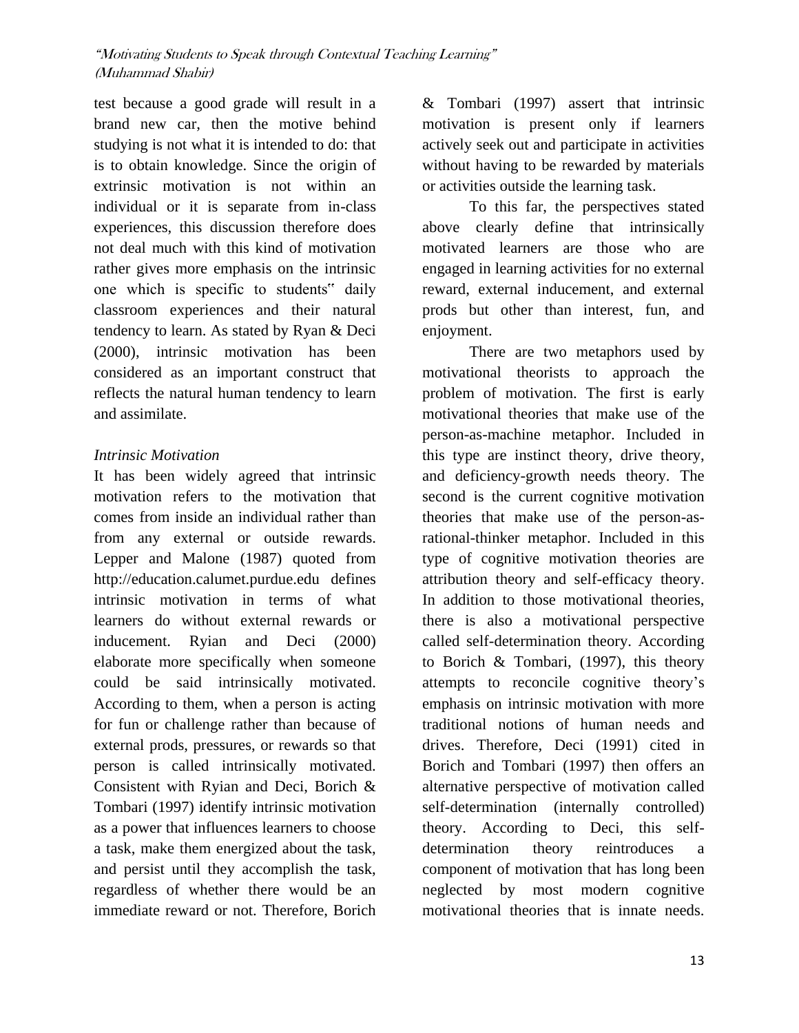test because a good grade will result in a brand new car, then the motive behind studying is not what it is intended to do: that is to obtain knowledge. Since the origin of extrinsic motivation is not within an individual or it is separate from in-class experiences, this discussion therefore does not deal much with this kind of motivation rather gives more emphasis on the intrinsic one which is specific to students" daily classroom experiences and their natural tendency to learn. As stated by Ryan & Deci (2000), intrinsic motivation has been considered as an important construct that reflects the natural human tendency to learn and assimilate.

*Intrinsic Motivation*

It has been widely agreed that intrinsic motivation refers to the motivation that comes from inside an individual rather than from any external or outside rewards. Lepper and Malone (1987) quoted from http://education.calumet.purdue.edu defines intrinsic motivation in terms of what learners do without external rewards or inducement. Ryian and Deci (2000) elaborate more specifically when someone could be said intrinsically motivated. According to them, when a person is acting for fun or challenge rather than because of external prods, pressures, or rewards so that person is called intrinsically motivated. Consistent with Ryian and Deci, Borich & Tombari (1997) identify intrinsic motivation as a power that influences learners to choose a task, make them energized about the task, and persist until they accomplish the task, regardless of whether there would be an immediate reward or not. Therefore, Borich & Tombari (1997) assert that intrinsic motivation is present only if learners actively seek out and participate in activities without having to be rewarded by materials or activities outside the learning task.

To this far, the perspectives stated above clearly define that intrinsically motivated learners are those who are engaged in learning activities for no external reward, external inducement, and external prods but other than interest, fun, and enjoyment.

There are two metaphors used by motivational theorists to approach the problem of motivation. The first is early motivational theories that make use of the person-as-machine metaphor. Included in this type are instinct theory, drive theory, and deficiency-growth needs theory. The second is the current cognitive motivation theories that make use of the person-as-rational-thinker metaphor. Included in this type of cognitive motivation theories are attribution theory and self-efficacy theory. In addition to those motivational theories, there is also a motivational perspective called self-determination theory. According to Borich & Tombari, (1997), this theory attempts to reconcile cognitive theory's emphasis on intrinsic motivation with more traditional notions of human needs and drives. Therefore, Deci (1991) cited in Borich and Tombari (1997) then offers an alternative perspective of motivation called self-determination (internally controlled) theory. According to Deci, this self-determination theory reintroduces a component of motivation that has long been neglected by most modern cognitive motivational theories that is innate needs.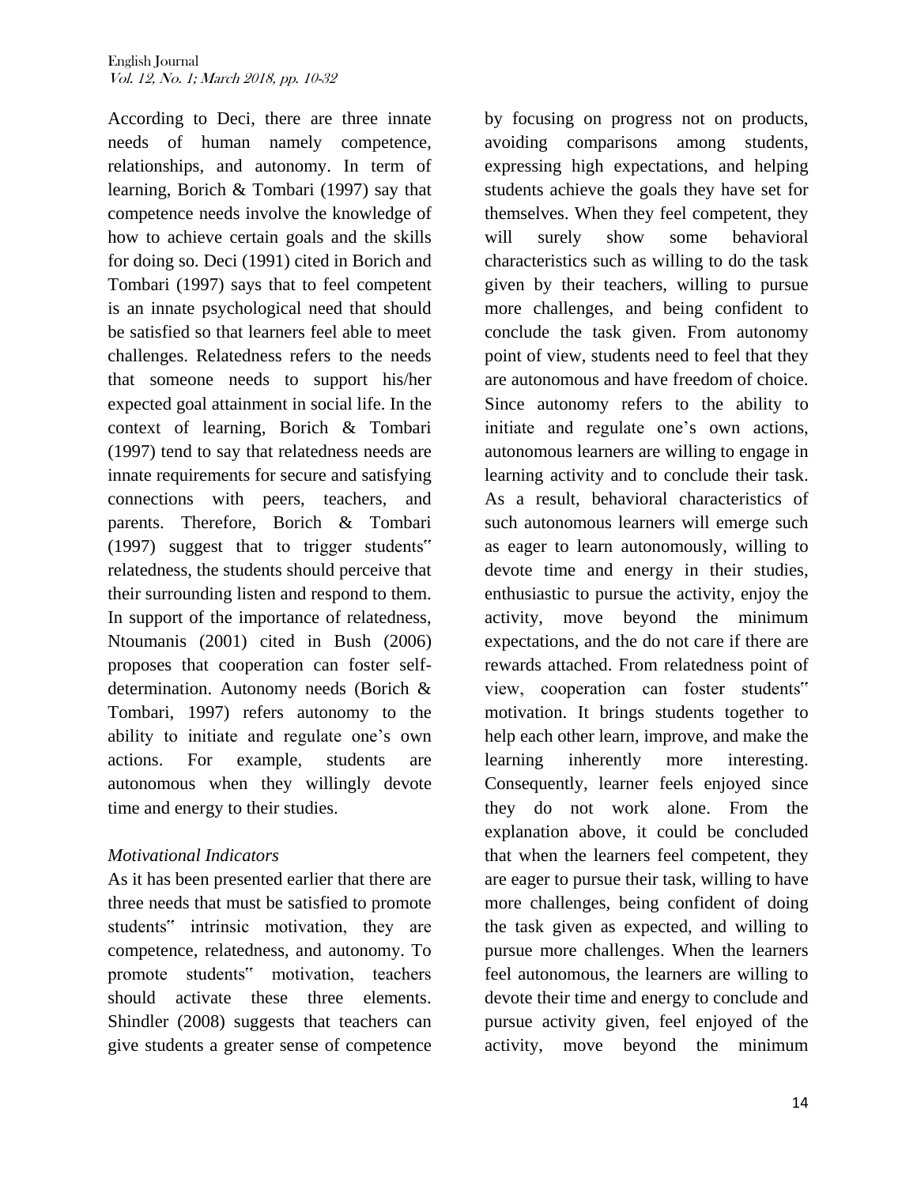According to Deci, there are three innate needs of human namely competence, relationships, and autonomy. In term of learning, Borich & Tombari (1997) say that competence needs involve the knowledge of how to achieve certain goals and the skills for doing so. Deci (1991) cited in Borich and Tombari (1997) says that to feel competent is an innate psychological need that should be satisfied so that learners feel able to meet challenges. Relatedness refers to the needs that someone needs to support his/her expected goal attainment in social life. In the context of learning, Borich & Tombari (1997) tend to say that relatedness needs are innate requirements for secure and satisfying connections with peers, teachers, and parents. Therefore, Borich & Tombari (1997) suggest that to trigger students‟ relatedness, the students should perceive that their surrounding listen and respond to them. In support of the importance of relatedness, Ntoumanis (2001) cited in Bush (2006) proposes that cooperation can foster self-determination. Autonomy needs (Borich & Tombari, 1997) refers autonomy to the ability to initiate and regulate one's own actions. For example, students are autonomous when they willingly devote time and energy to their studies.

*Motivational Indicators*

As it has been presented earlier that there are three needs that must be satisfied to promote students‟ intrinsic motivation, they are competence, relatedness, and autonomy. To promote students‟ motivation, teachers should activate these three elements. Shindler (2008) suggests that teachers can give students a greater sense of competence by focusing on progress not on products, avoiding comparisons among students, expressing high expectations, and helping students achieve the goals they have set for themselves. When they feel competent, they will surely show some behavioral characteristics such as willing to do the task given by their teachers, willing to pursue more challenges, and being confident to conclude the task given. From autonomy point of view, students need to feel that they are autonomous and have freedom of choice. Since autonomy refers to the ability to initiate and regulate one's own actions, autonomous learners are willing to engage in learning activity and to conclude their task. As a result, behavioral characteristics of such autonomous learners will emerge such as eager to learn autonomously, willing to devote time and energy in their studies, enthusiastic to pursue the activity, enjoy the activity, move beyond the minimum expectations, and the do not care if there are rewards attached. From relatedness point of view, cooperation can foster students‟ motivation. It brings students together to help each other learn, improve, and make the learning inherently more interesting. Consequently, learner feels enjoyed since they do not work alone. From the explanation above, it could be concluded that when the learners feel competent, they are eager to pursue their task, willing to have more challenges, being confident of doing the task given as expected, and willing to pursue more challenges. When the learners feel autonomous, the learners are willing to devote their time and energy to conclude and pursue activity given, feel enjoyed of the activity, move beyond the minimum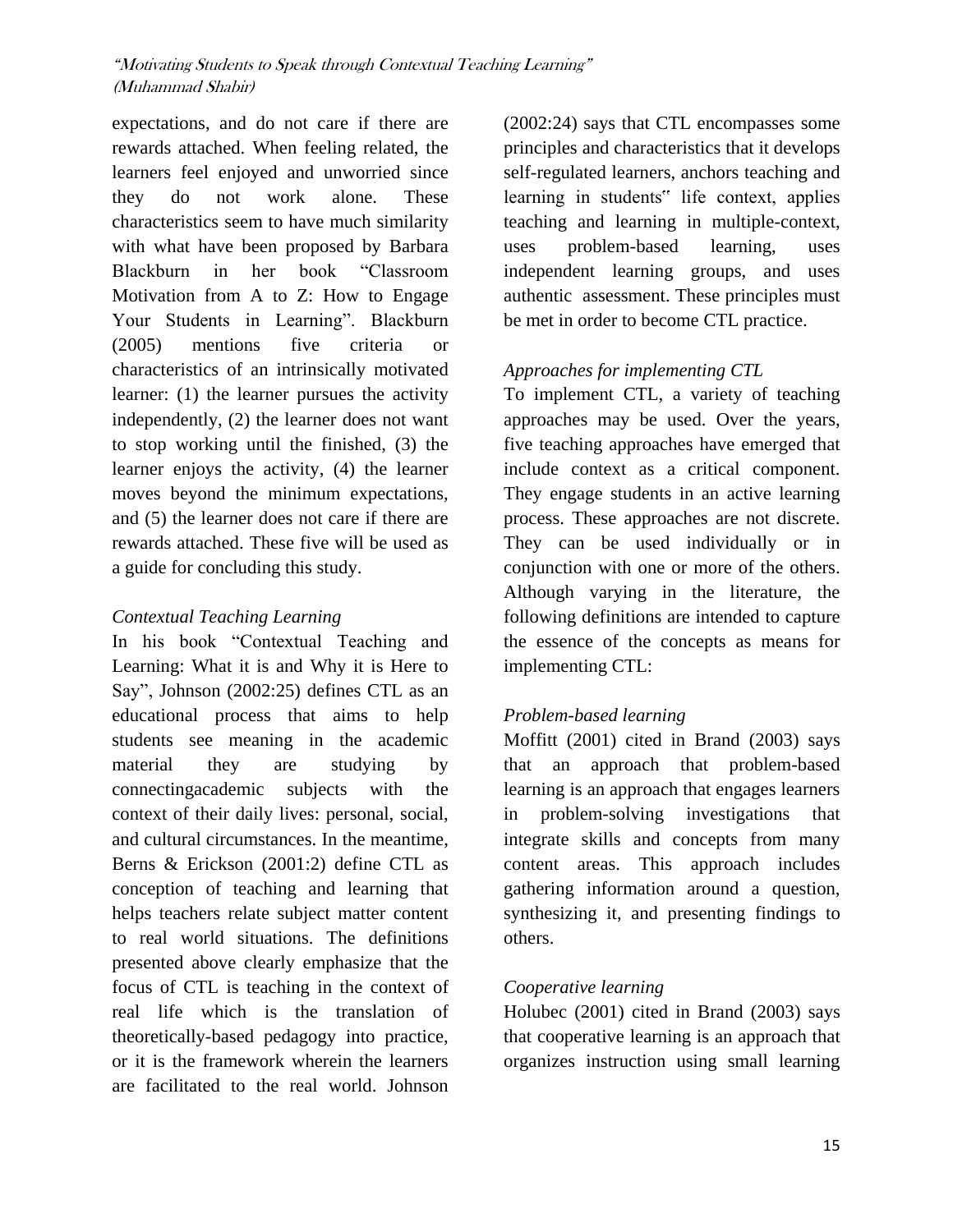expectations, and do not care if there are rewards attached. When feeling related, the learners feel enjoyed and unworried since they do not work alone. These characteristics seem to have much similarity with what have been proposed by Barbara Blackburn in her book "Classroom Motivation from A to Z: How to Engage Your Students in Learning". Blackburn (2005) mentions five criteria or characteristics of an intrinsically motivated learner: (1) the learner pursues the activity independently, (2) the learner does not want to stop working until the finished, (3) the learner enjoys the activity, (4) the learner moves beyond the minimum expectations, and (5) the learner does not care if there are rewards attached. These five will be used as a guide for concluding this study.

### *Contextual Teaching Learning*

In his book "Contextual Teaching and Learning: What it is and Why it is Here to Say", Johnson (2002:25) defines CTL as an educational process that aims to help students see meaning in the academic material they are studying by connectingacademic subjects with the context of their daily lives: personal, social, and cultural circumstances. In the meantime, Berns & Erickson (2001:2) define CTL as conception of teaching and learning that helps teachers relate subject matter content to real world situations. The definitions presented above clearly emphasize that the focus of CTL is teaching in the context of real life which is the translation of theoretically-based pedagogy into practice, or it is the framework wherein the learners are facilitated to the real world. Johnson (2002:24) says that CTL encompasses some principles and characteristics that it develops self-regulated learners, anchors teaching and learning in students" life context, applies teaching and learning in multiple-context, uses problem-based learning, uses independent learning groups, and uses authentic assessment. These principles must be met in order to become CTL practice.

### *Approaches for implementing CTL*

To implement CTL, a variety of teaching approaches may be used. Over the years, five teaching approaches have emerged that include context as a critical component. They engage students in an active learning process. These approaches are not discrete. They can be used individually or in conjunction with one or more of the others. Although varying in the literature, the following definitions are intended to capture the essence of the concepts as means for implementing CTL:

### *Problem-based learning*

Moffitt (2001) cited in Brand (2003) says that an approach that problem-based learning is an approach that engages learners in problem-solving investigations that integrate skills and concepts from many content areas. This approach includes gathering information around a question, synthesizing it, and presenting findings to others.

### *Cooperative learning*

Holubec (2001) cited in Brand (2003) says that cooperative learning is an approach that organizes instruction using small learning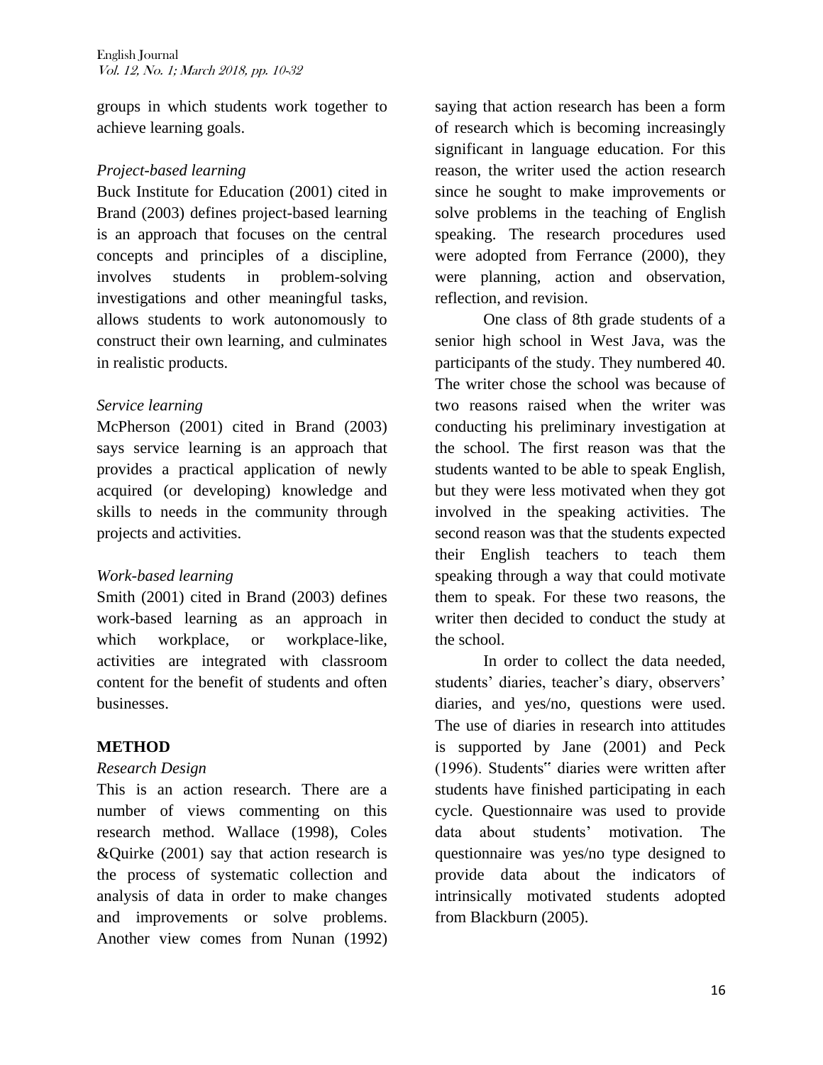groups in which students work together to achieve learning goals.

*Project-based learning*

Buck Institute for Education (2001) cited in Brand (2003) defines project-based learning is an approach that focuses on the central concepts and principles of a discipline, involves students in problem-solving investigations and other meaningful tasks, allows students to work autonomously to construct their own learning, and culminates in realistic products.

*Service learning*

McPherson (2001) cited in Brand (2003) says service learning is an approach that provides a practical application of newly acquired (or developing) knowledge and skills to needs in the community through projects and activities.

*Work-based learning*

Smith (2001) cited in Brand (2003) defines work-based learning as an approach in which workplace, or workplace-like, activities are integrated with classroom content for the benefit of students and often businesses.

## METHOD

*Research Design*

This is an action research. There are a number of views commenting on this research method. Wallace (1998), Coles &Quirke (2001) say that action research is the process of systematic collection and analysis of data in order to make changes and improvements or solve problems. Another view comes from Nunan (1992) saying that action research has been a form of research which is becoming increasingly significant in language education. For this reason, the writer used the action research since he sought to make improvements or solve problems in the teaching of English speaking. The research procedures used were adopted from Ferrance (2000), they were planning, action and observation, reflection, and revision.

One class of 8th grade students of a senior high school in West Java, was the participants of the study. They numbered 40. The writer chose the school was because of two reasons raised when the writer was conducting his preliminary investigation at the school. The first reason was that the students wanted to be able to speak English, but they were less motivated when they got involved in the speaking activities. The second reason was that the students expected their English teachers to teach them speaking through a way that could motivate them to speak. For these two reasons, the writer then decided to conduct the study at the school.

In order to collect the data needed, students' diaries, teacher's diary, observers' diaries, and yes/no, questions were used. The use of diaries in research into attitudes is supported by Jane (2001) and Peck (1996). Students" diaries were written after students have finished participating in each cycle. Questionnaire was used to provide data about students' motivation. The questionnaire was yes/no type designed to provide data about the indicators of intrinsically motivated students adopted from Blackburn (2005).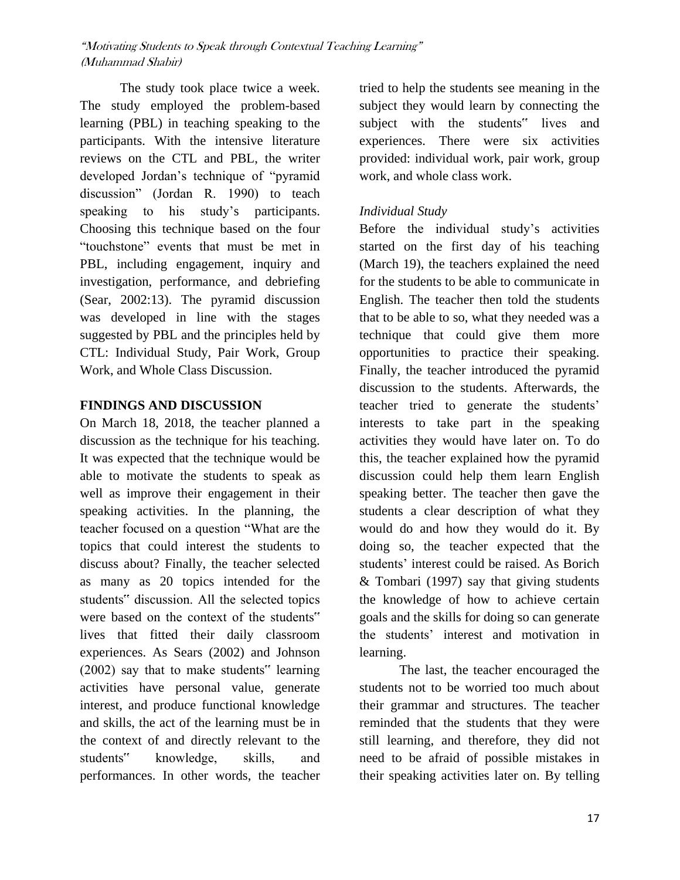The study took place twice a week. The study employed the problem-based learning (PBL) in teaching speaking to the participants. With the intensive literature reviews on the CTL and PBL, the writer developed Jordan's technique of "pyramid discussion" (Jordan R. 1990) to teach speaking to his study's participants. Choosing this technique based on the four "touchstone" events that must be met in PBL, including engagement, inquiry and investigation, performance, and debriefing (Sear, 2002:13). The pyramid discussion was developed in line with the stages suggested by PBL and the principles held by CTL: Individual Study, Pair Work, Group Work, and Whole Class Discussion.

## FINDINGS AND DISCUSSION

On March 18, 2018, the teacher planned a discussion as the technique for his teaching. It was expected that the technique would be able to motivate the students to speak as well as improve their engagement in their speaking activities. In the planning, the teacher focused on a question "What are the topics that could interest the students to discuss about? Finally, the teacher selected as many as 20 topics intended for the students‟ discussion. All the selected topics were based on the context of the students‟ lives that fitted their daily classroom experiences. As Sears (2002) and Johnson (2002) say that to make students‟ learning activities have personal value, generate interest, and produce functional knowledge and skills, the act of the learning must be in the context of and directly relevant to the students‟ knowledge, skills, and performances. In other words, the teacher tried to help the students see meaning in the subject they would learn by connecting the subject with the students‟ lives and experiences. There were six activities provided: individual work, pair work, group work, and whole class work.

*Individual Study*

Before the individual study's activities started on the first day of his teaching (March 19), the teachers explained the need for the students to be able to communicate in English. The teacher then told the students that to be able to so, what they needed was a technique that could give them more opportunities to practice their speaking. Finally, the teacher introduced the pyramid discussion to the students. Afterwards, the teacher tried to generate the students' interests to take part in the speaking activities they would have later on. To do this, the teacher explained how the pyramid discussion could help them learn English speaking better. The teacher then gave the students a clear description of what they would do and how they would do it. By doing so, the teacher expected that the students' interest could be raised. As Borich & Tombari (1997) say that giving students the knowledge of how to achieve certain goals and the skills for doing so can generate the students' interest and motivation in learning.

The last, the teacher encouraged the students not to be worried too much about their grammar and structures. The teacher reminded that the students that they were still learning, and therefore, they did not need to be afraid of possible mistakes in their speaking activities later on. By telling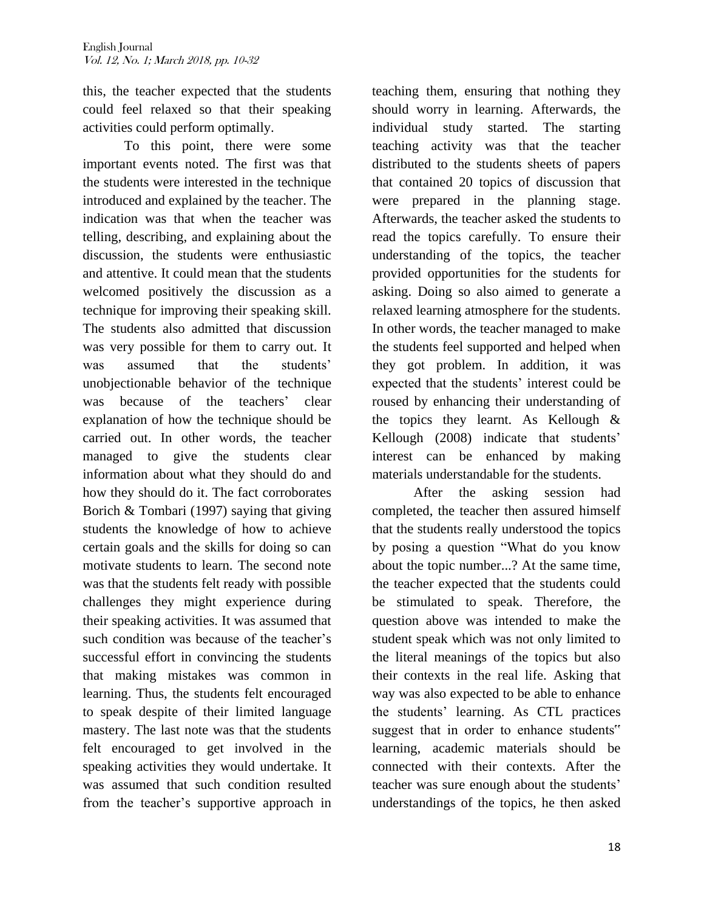this, the teacher expected that the students could feel relaxed so that their speaking activities could perform optimally.

To this point, there were some important events noted. The first was that the students were interested in the technique introduced and explained by the teacher. The indication was that when the teacher was telling, describing, and explaining about the discussion, the students were enthusiastic and attentive. It could mean that the students welcomed positively the discussion as a technique for improving their speaking skill. The students also admitted that discussion was very possible for them to carry out. It was assumed that the students' unobjectionable behavior of the technique was because of the teachers' clear explanation of how the technique should be carried out. In other words, the teacher managed to give the students clear information about what they should do and how they should do it. The fact corroborates Borich & Tombari (1997) saying that giving students the knowledge of how to achieve certain goals and the skills for doing so can motivate students to learn. The second note was that the students felt ready with possible challenges they might experience during their speaking activities. It was assumed that such condition was because of the teacher's successful effort in convincing the students that making mistakes was common in learning. Thus, the students felt encouraged to speak despite of their limited language mastery. The last note was that the students felt encouraged to get involved in the speaking activities they would undertake. It was assumed that such condition resulted from the teacher's supportive approach in teaching them, ensuring that nothing they should worry in learning. Afterwards, the individual study started. The starting teaching activity was that the teacher distributed to the students sheets of papers that contained 20 topics of discussion that were prepared in the planning stage. Afterwards, the teacher asked the students to read the topics carefully. To ensure their understanding of the topics, the teacher provided opportunities for the students for asking. Doing so also aimed to generate a relaxed learning atmosphere for the students. In other words, the teacher managed to make the students feel supported and helped when they got problem. In addition, it was expected that the students' interest could be roused by enhancing their understanding of the topics they learnt. As Kellough & Kellough (2008) indicate that students' interest can be enhanced by making materials understandable for the students.

After the asking session had completed, the teacher then assured himself that the students really understood the topics by posing a question "What do you know about the topic number...? At the same time, the teacher expected that the students could be stimulated to speak. Therefore, the question above was intended to make the student speak which was not only limited to the literal meanings of the topics but also their contexts in the real life. Asking that way was also expected to be able to enhance the students' learning. As CTL practices suggest that in order to enhance students" learning, academic materials should be connected with their contexts. After the teacher was sure enough about the students' understandings of the topics, he then asked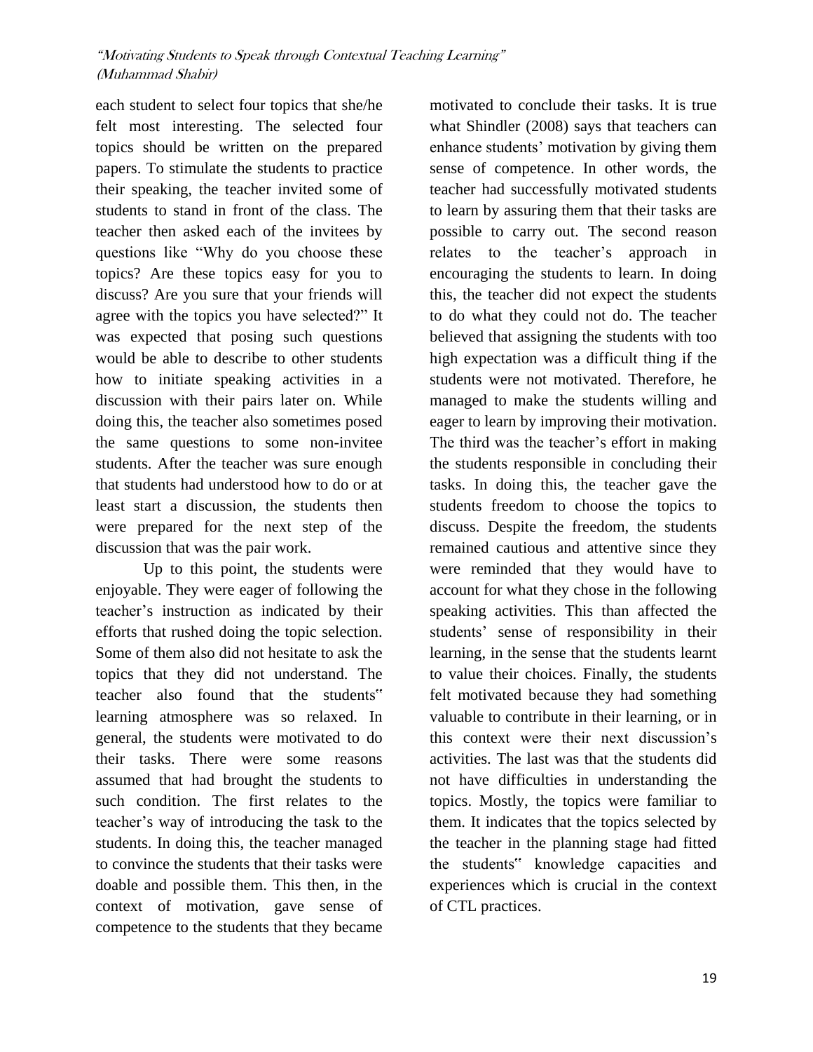each student to select four topics that she/he felt most interesting. The selected four topics should be written on the prepared papers. To stimulate the students to practice their speaking, the teacher invited some of students to stand in front of the class. The teacher then asked each of the invitees by questions like "Why do you choose these topics? Are these topics easy for you to discuss? Are you sure that your friends will agree with the topics you have selected?" It was expected that posing such questions would be able to describe to other students how to initiate speaking activities in a discussion with their pairs later on. While doing this, the teacher also sometimes posed the same questions to some non-invitee students. After the teacher was sure enough that students had understood how to do or at least start a discussion, the students then were prepared for the next step of the discussion that was the pair work.

Up to this point, the students were enjoyable. They were eager of following the teacher's instruction as indicated by their efforts that rushed doing the topic selection. Some of them also did not hesitate to ask the topics that they did not understand. The teacher also found that the students" learning atmosphere was so relaxed. In general, the students were motivated to do their tasks. There were some reasons assumed that had brought the students to such condition. The first relates to the teacher's way of introducing the task to the students. In doing this, the teacher managed to convince the students that their tasks were doable and possible them. This then, in the context of motivation, gave sense of competence to the students that they became motivated to conclude their tasks. It is true what Shindler (2008) says that teachers can enhance students' motivation by giving them sense of competence. In other words, the teacher had successfully motivated students to learn by assuring them that their tasks are possible to carry out. The second reason relates to the teacher's approach in encouraging the students to learn. In doing this, the teacher did not expect the students to do what they could not do. The teacher believed that assigning the students with too high expectation was a difficult thing if the students were not motivated. Therefore, he managed to make the students willing and eager to learn by improving their motivation. The third was the teacher's effort in making the students responsible in concluding their tasks. In doing this, the teacher gave the students freedom to choose the topics to discuss. Despite the freedom, the students remained cautious and attentive since they were reminded that they would have to account for what they chose in the following speaking activities. This than affected the students' sense of responsibility in their learning, in the sense that the students learnt to value their choices. Finally, the students felt motivated because they had something valuable to contribute in their learning, or in this context were their next discussion's activities. The last was that the students did not have difficulties in understanding the topics. Mostly, the topics were familiar to them. It indicates that the topics selected by the teacher in the planning stage had fitted the students" knowledge capacities and experiences which is crucial in the context of CTL practices.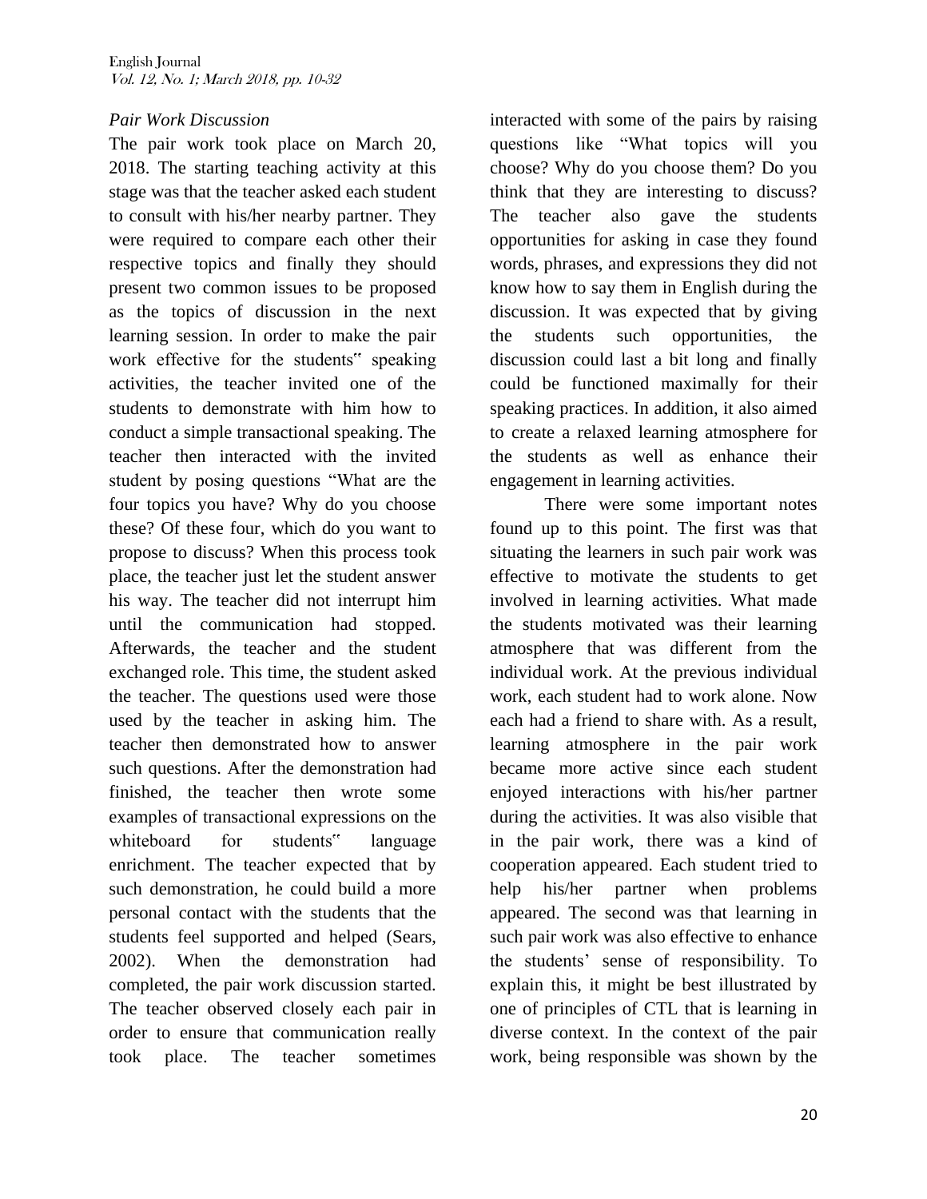*Pair Work Discussion*

The pair work took place on March 20, 2018. The starting teaching activity at this stage was that the teacher asked each student to consult with his/her nearby partner. They were required to compare each other their respective topics and finally they should present two common issues to be proposed as the topics of discussion in the next learning session. In order to make the pair work effective for the students‟ speaking activities, the teacher invited one of the students to demonstrate with him how to conduct a simple transactional speaking. The teacher then interacted with the invited student by posing questions "What are the four topics you have? Why do you choose these? Of these four, which do you want to propose to discuss? When this process took place, the teacher just let the student answer his way. The teacher did not interrupt him until the communication had stopped. Afterwards, the teacher and the student exchanged role. This time, the student asked the teacher. The questions used were those used by the teacher in asking him. The teacher then demonstrated how to answer such questions. After the demonstration had finished, the teacher then wrote some examples of transactional expressions on the whiteboard for students‟ language enrichment. The teacher expected that by such demonstration, he could build a more personal contact with the students that the students feel supported and helped (Sears, 2002). When the demonstration had completed, the pair work discussion started. The teacher observed closely each pair in order to ensure that communication really took place. The teacher sometimes interacted with some of the pairs by raising questions like "What topics will you choose? Why do you choose them? Do you think that they are interesting to discuss? The teacher also gave the students opportunities for asking in case they found words, phrases, and expressions they did not know how to say them in English during the discussion. It was expected that by giving the students such opportunities, the discussion could last a bit long and finally could be functioned maximally for their speaking practices. In addition, it also aimed to create a relaxed learning atmosphere for the students as well as enhance their engagement in learning activities.

There were some important notes found up to this point. The first was that situating the learners in such pair work was effective to motivate the students to get involved in learning activities. What made the students motivated was their learning atmosphere that was different from the individual work. At the previous individual work, each student had to work alone. Now each had a friend to share with. As a result, learning atmosphere in the pair work became more active since each student enjoyed interactions with his/her partner during the activities. It was also visible that in the pair work, there was a kind of cooperation appeared. Each student tried to help his/her partner when problems appeared. The second was that learning in such pair work was also effective to enhance the students' sense of responsibility. To explain this, it might be best illustrated by one of principles of CTL that is learning in diverse context. In the context of the pair work, being responsible was shown by the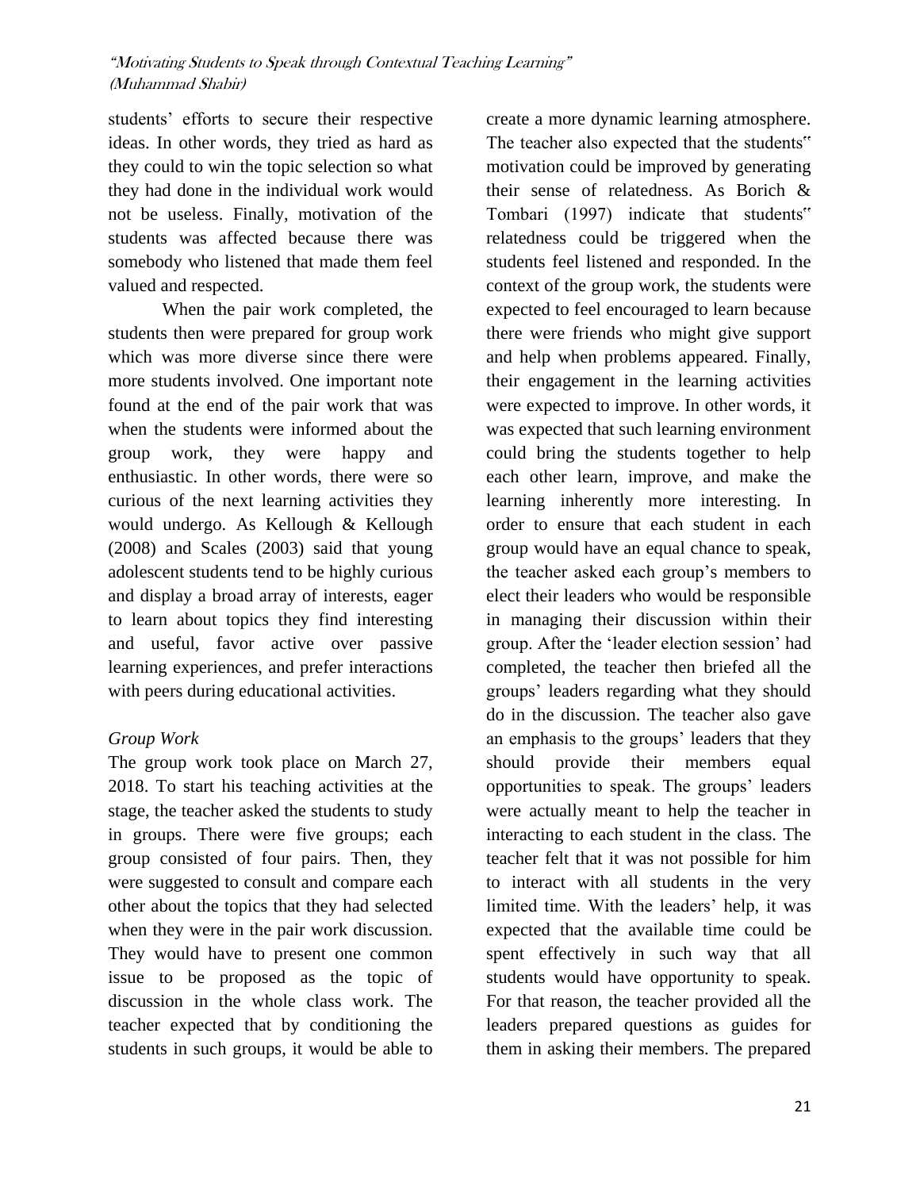students' efforts to secure their respective ideas. In other words, they tried as hard as they could to win the topic selection so what they had done in the individual work would not be useless. Finally, motivation of the students was affected because there was somebody who listened that made them feel valued and respected.

When the pair work completed, the students then were prepared for group work which was more diverse since there were more students involved. One important note found at the end of the pair work that was when the students were informed about the group work, they were happy and enthusiastic. In other words, there were so curious of the next learning activities they would undergo. As Kellough & Kellough (2008) and Scales (2003) said that young adolescent students tend to be highly curious and display a broad array of interests, eager to learn about topics they find interesting and useful, favor active over passive learning experiences, and prefer interactions with peers during educational activities.

*Group Work*

The group work took place on March 27, 2018. To start his teaching activities at the stage, the teacher asked the students to study in groups. There were five groups; each group consisted of four pairs. Then, they were suggested to consult and compare each other about the topics that they had selected when they were in the pair work discussion. They would have to present one common issue to be proposed as the topic of discussion in the whole class work. The teacher expected that by conditioning the students in such groups, it would be able to create a more dynamic learning atmosphere. The teacher also expected that the students" motivation could be improved by generating their sense of relatedness. As Borich & Tombari (1997) indicate that students" relatedness could be triggered when the students feel listened and responded. In the context of the group work, the students were expected to feel encouraged to learn because there were friends who might give support and help when problems appeared. Finally, their engagement in the learning activities were expected to improve. In other words, it was expected that such learning environment could bring the students together to help each other learn, improve, and make the learning inherently more interesting. In order to ensure that each student in each group would have an equal chance to speak, the teacher asked each group's members to elect their leaders who would be responsible in managing their discussion within their group. After the 'leader election session' had completed, the teacher then briefed all the groups' leaders regarding what they should do in the discussion. The teacher also gave an emphasis to the groups' leaders that they should provide their members equal opportunities to speak. The groups' leaders were actually meant to help the teacher in interacting to each student in the class. The teacher felt that it was not possible for him to interact with all students in the very limited time. With the leaders' help, it was expected that the available time could be spent effectively in such way that all students would have opportunity to speak. For that reason, the teacher provided all the leaders prepared questions as guides for them in asking their members. The prepared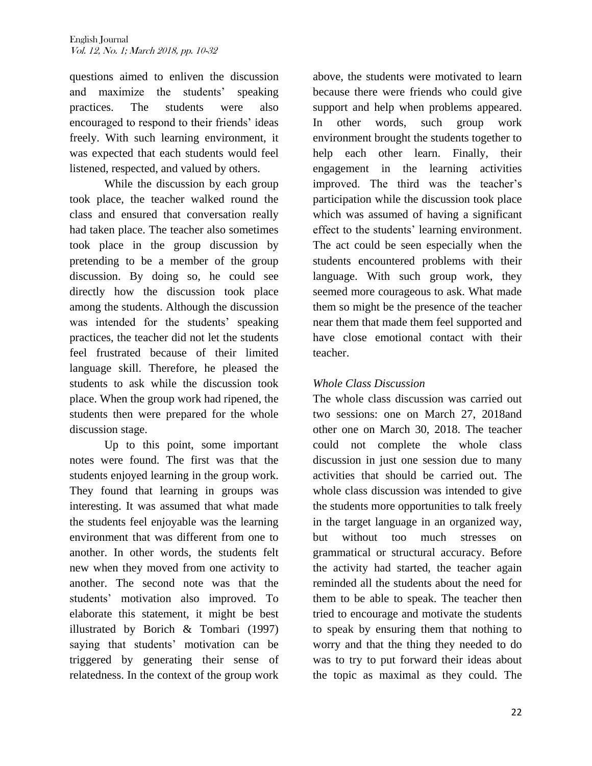questions aimed to enliven the discussion and maximize the students' speaking practices. The students were also encouraged to respond to their friends' ideas freely. With such learning environment, it was expected that each students would feel listened, respected, and valued by others.

While the discussion by each group took place, the teacher walked round the class and ensured that conversation really had taken place. The teacher also sometimes took place in the group discussion by pretending to be a member of the group discussion. By doing so, he could see directly how the discussion took place among the students. Although the discussion was intended for the students' speaking practices, the teacher did not let the students feel frustrated because of their limited language skill. Therefore, he pleased the students to ask while the discussion took place. When the group work had ripened, the students then were prepared for the whole discussion stage.

Up to this point, some important notes were found. The first was that the students enjoyed learning in the group work. They found that learning in groups was interesting. It was assumed that what made the students feel enjoyable was the learning environment that was different from one to another. In other words, the students felt new when they moved from one activity to another. The second note was that the students' motivation also improved. To elaborate this statement, it might be best illustrated by Borich & Tombari (1997) saying that students' motivation can be triggered by generating their sense of relatedness. In the context of the group work above, the students were motivated to learn because there were friends who could give support and help when problems appeared. In other words, such group work environment brought the students together to help each other learn. Finally, their engagement in the learning activities improved. The third was the teacher's participation while the discussion took place which was assumed of having a significant effect to the students' learning environment. The act could be seen especially when the students encountered problems with their language. With such group work, they seemed more courageous to ask. What made them so might be the presence of the teacher near them that made them feel supported and have close emotional contact with their teacher.

*Whole Class Discussion*

The whole class discussion was carried out two sessions: one on March 27, 2018and other one on March 30, 2018. The teacher could not complete the whole class discussion in just one session due to many activities that should be carried out. The whole class discussion was intended to give the students more opportunities to talk freely in the target language in an organized way, but without too much stresses on grammatical or structural accuracy. Before the activity had started, the teacher again reminded all the students about the need for them to be able to speak. The teacher then tried to encourage and motivate the students to speak by ensuring them that nothing to worry and that the thing they needed to do was to try to put forward their ideas about the topic as maximal as they could. The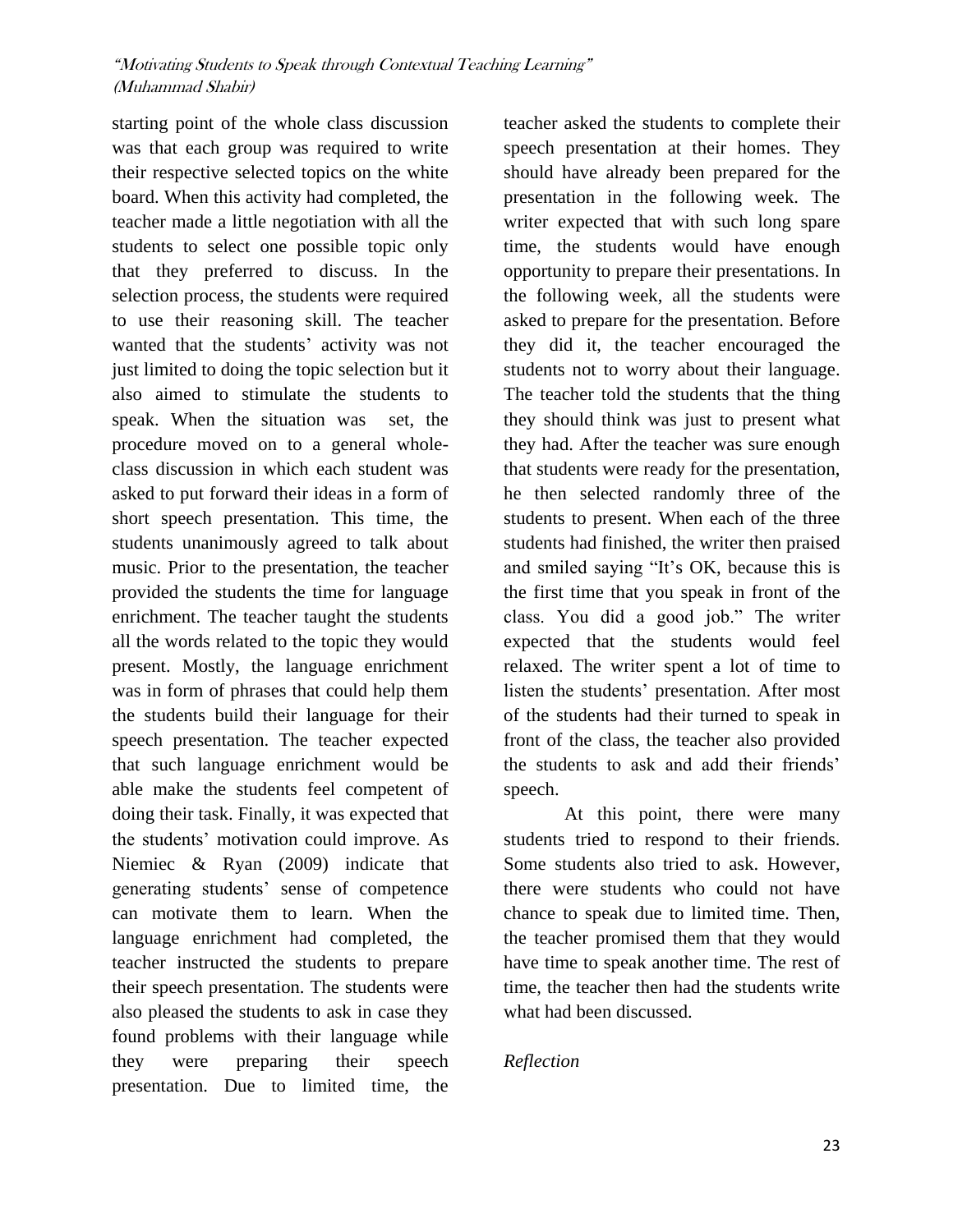starting point of the whole class discussion was that each group was required to write their respective selected topics on the white board. When this activity had completed, the teacher made a little negotiation with all the students to select one possible topic only that they preferred to discuss. In the selection process, the students were required to use their reasoning skill. The teacher wanted that the students' activity was not just limited to doing the topic selection but it also aimed to stimulate the students to speak. When the situation was set, the procedure moved on to a general whole-class discussion in which each student was asked to put forward their ideas in a form of short speech presentation. This time, the students unanimously agreed to talk about music. Prior to the presentation, the teacher provided the students the time for language enrichment. The teacher taught the students all the words related to the topic they would present. Mostly, the language enrichment was in form of phrases that could help them the students build their language for their speech presentation. The teacher expected that such language enrichment would be able make the students feel competent of doing their task. Finally, it was expected that the students' motivation could improve. As Niemiec & Ryan (2009) indicate that generating students' sense of competence can motivate them to learn. When the language enrichment had completed, the teacher instructed the students to prepare their speech presentation. The students were also pleased the students to ask in case they found problems with their language while they were preparing their speech presentation. Due to limited time, the teacher asked the students to complete their speech presentation at their homes. They should have already been prepared for the presentation in the following week. The writer expected that with such long spare time, the students would have enough opportunity to prepare their presentations. In the following week, all the students were asked to prepare for the presentation. Before they did it, the teacher encouraged the students not to worry about their language. The teacher told the students that the thing they should think was just to present what they had. After the teacher was sure enough that students were ready for the presentation, he then selected randomly three of the students to present. When each of the three students had finished, the writer then praised and smiled saying "It's OK, because this is the first time that you speak in front of the class. You did a good job." The writer expected that the students would feel relaxed. The writer spent a lot of time to listen the students' presentation. After most of the students had their turned to speak in front of the class, the teacher also provided the students to ask and add their friends' speech.

At this point, there were many students tried to respond to their friends. Some students also tried to ask. However, there were students who could not have chance to speak due to limited time. Then, the teacher promised them that they would have time to speak another time. The rest of time, the teacher then had the students write what had been discussed.

*Reflection*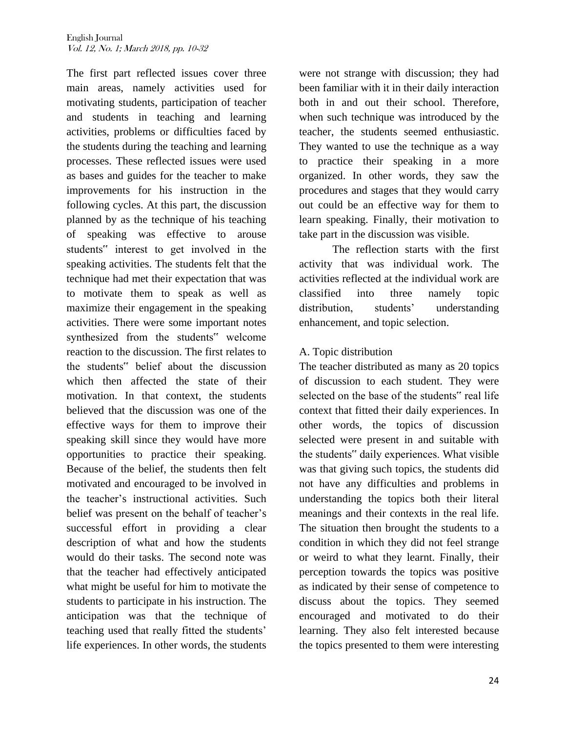The first part reflected issues cover three main areas, namely activities used for motivating students, participation of teacher and students in teaching and learning activities, problems or difficulties faced by the students during the teaching and learning processes. These reflected issues were used as bases and guides for the teacher to make improvements for his instruction in the following cycles. At this part, the discussion planned by as the technique of his teaching of speaking was effective to arouse students" interest to get involved in the speaking activities. The students felt that the technique had met their expectation that was to motivate them to speak as well as maximize their engagement in the speaking activities. There were some important notes synthesized from the students" welcome reaction to the discussion. The first relates to the students" belief about the discussion which then affected the state of their motivation. In that context, the students believed that the discussion was one of the effective ways for them to improve their speaking skill since they would have more opportunities to practice their speaking. Because of the belief, the students then felt motivated and encouraged to be involved in the teacher's instructional activities. Such belief was present on the behalf of teacher's successful effort in providing a clear description of what and how the students would do their tasks. The second note was that the teacher had effectively anticipated what might be useful for him to motivate the students to participate in his instruction. The anticipation was that the technique of teaching used that really fitted the students' life experiences. In other words, the students were not strange with discussion; they had been familiar with it in their daily interaction both in and out their school. Therefore, when such technique was introduced by the teacher, the students seemed enthusiastic. They wanted to use the technique as a way to practice their speaking in a more organized. In other words, they saw the procedures and stages that they would carry out could be an effective way for them to learn speaking. Finally, their motivation to take part in the discussion was visible.

The reflection starts with the first activity that was individual work. The activities reflected at the individual work are classified into three namely topic distribution, students' understanding enhancement, and topic selection.

A. Topic distribution

The teacher distributed as many as 20 topics of discussion to each student. They were selected on the base of the students" real life context that fitted their daily experiences. In other words, the topics of discussion selected were present in and suitable with the students" daily experiences. What visible was that giving such topics, the students did not have any difficulties and problems in understanding the topics both their literal meanings and their contexts in the real life. The situation then brought the students to a condition in which they did not feel strange or weird to what they learnt. Finally, their perception towards the topics was positive as indicated by their sense of competence to discuss about the topics. They seemed encouraged and motivated to do their learning. They also felt interested because the topics presented to them were interesting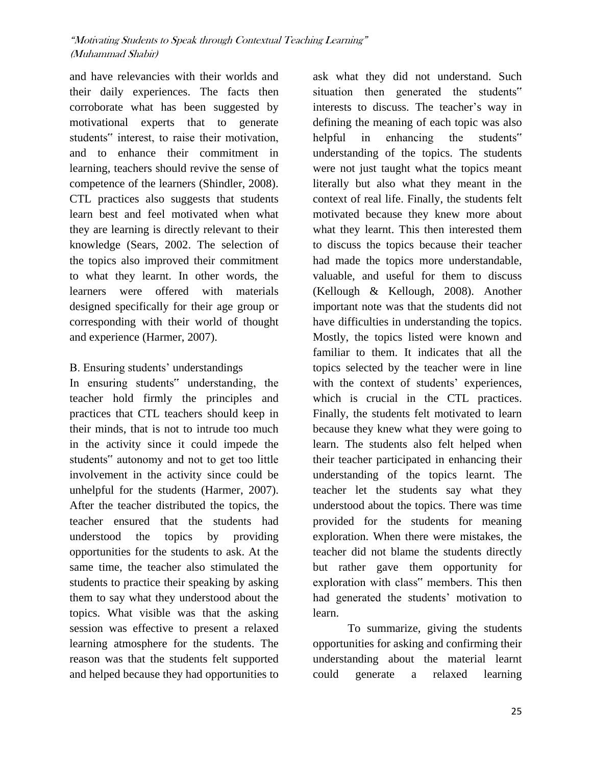and have relevancies with their worlds and their daily experiences. The facts then corroborate what has been suggested by motivational experts that to generate students" interest, to raise their motivation, and to enhance their commitment in learning, teachers should revive the sense of competence of the learners (Shindler, 2008). CTL practices also suggests that students learn best and feel motivated when what they are learning is directly relevant to their knowledge (Sears, 2002. The selection of the topics also improved their commitment to what they learnt. In other words, the learners were offered with materials designed specifically for their age group or corresponding with their world of thought and experience (Harmer, 2007).

B. Ensuring students' understandings

In ensuring students" understanding, the teacher hold firmly the principles and practices that CTL teachers should keep in their minds, that is not to intrude too much in the activity since it could impede the students" autonomy and not to get too little involvement in the activity since could be unhelpful for the students (Harmer, 2007). After the teacher distributed the topics, the teacher ensured that the students had understood the topics by providing opportunities for the students to ask. At the same time, the teacher also stimulated the students to practice their speaking by asking them to say what they understood about the topics. What visible was that the asking session was effective to present a relaxed learning atmosphere for the students. The reason was that the students felt supported and helped because they had opportunities to ask what they did not understand. Such situation then generated the students" interests to discuss. The teacher's way in defining the meaning of each topic was also helpful in enhancing the students" understanding of the topics. The students were not just taught what the topics meant literally but also what they meant in the context of real life. Finally, the students felt motivated because they knew more about what they learnt. This then interested them to discuss the topics because their teacher had made the topics more understandable, valuable, and useful for them to discuss (Kellough & Kellough, 2008). Another important note was that the students did not have difficulties in understanding the topics. Mostly, the topics listed were known and familiar to them. It indicates that all the topics selected by the teacher were in line with the context of students' experiences, which is crucial in the CTL practices. Finally, the students felt motivated to learn because they knew what they were going to learn. The students also felt helped when their teacher participated in enhancing their understanding of the topics learnt. The teacher let the students say what they understood about the topics. There was time provided for the students for meaning exploration. When there were mistakes, the teacher did not blame the students directly but rather gave them opportunity for exploration with class" members. This then had generated the students' motivation to learn.

To summarize, giving the students opportunities for asking and confirming their understanding about the material learnt could generate a relaxed learning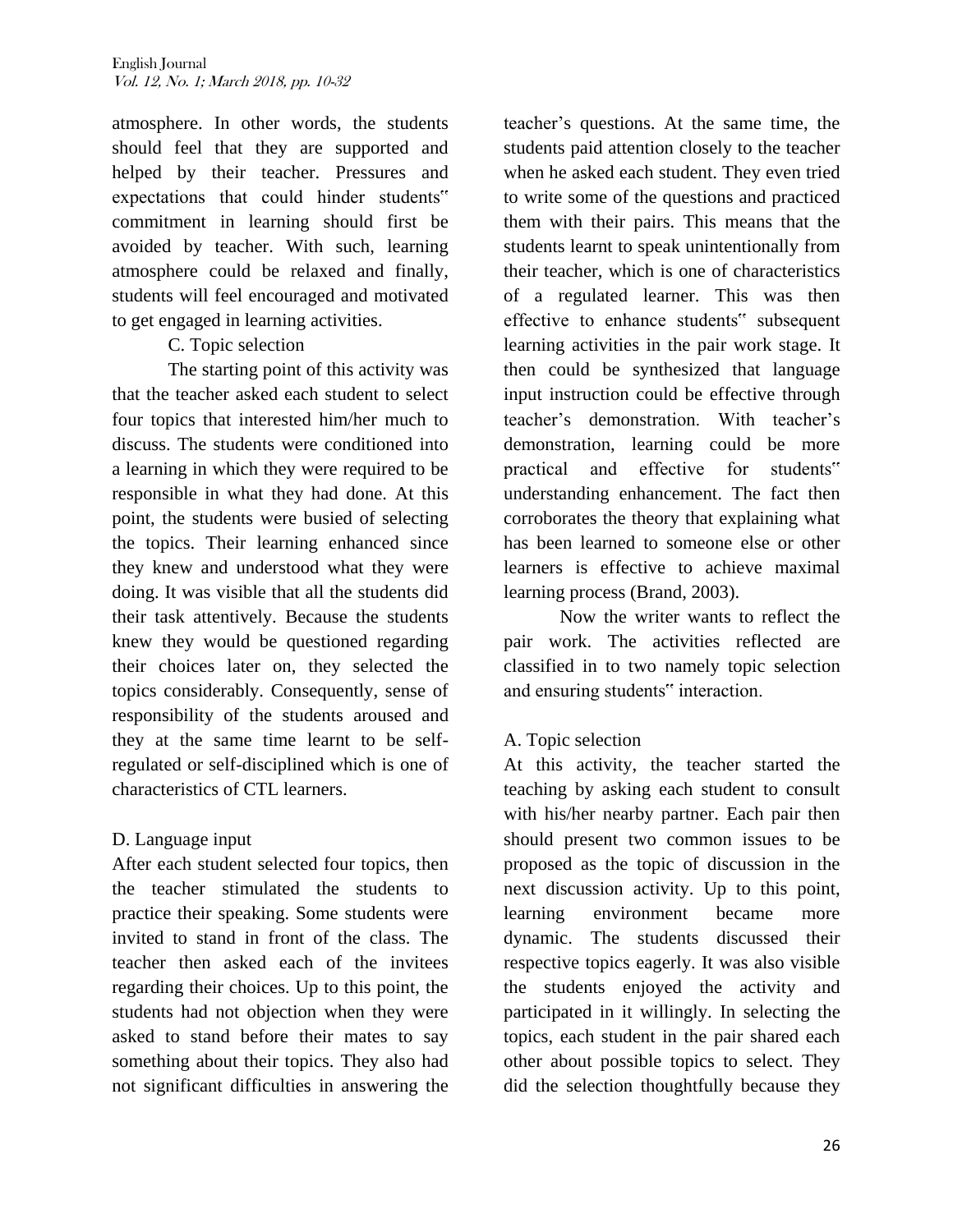atmosphere. In other words, the students should feel that they are supported and helped by their teacher. Pressures and expectations that could hinder students‟ commitment in learning should first be avoided by teacher. With such, learning atmosphere could be relaxed and finally, students will feel encouraged and motivated to get engaged in learning activities.

C. Topic selection

The starting point of this activity was that the teacher asked each student to select four topics that interested him/her much to discuss. The students were conditioned into a learning in which they were required to be responsible in what they had done. At this point, the students were busied of selecting the topics. Their learning enhanced since they knew and understood what they were doing. It was visible that all the students did their task attentively. Because the students knew they would be questioned regarding their choices later on, they selected the topics considerably. Consequently, sense of responsibility of the students aroused and they at the same time learnt to be self-regulated or self-disciplined which is one of characteristics of CTL learners.

D. Language input

After each student selected four topics, then the teacher stimulated the students to practice their speaking. Some students were invited to stand in front of the class. The teacher then asked each of the invitees regarding their choices. Up to this point, the students had not objection when they were asked to stand before their mates to say something about their topics. They also had not significant difficulties in answering the teacher's questions. At the same time, the students paid attention closely to the teacher when he asked each student. They even tried to write some of the questions and practiced them with their pairs. This means that the students learnt to speak unintentionally from their teacher, which is one of characteristics of a regulated learner. This was then effective to enhance students‟ subsequent learning activities in the pair work stage. It then could be synthesized that language input instruction could be effective through teacher's demonstration. With teacher's demonstration, learning could be more practical and effective for students‟ understanding enhancement. The fact then corroborates the theory that explaining what has been learned to someone else or other learners is effective to achieve maximal learning process (Brand, 2003).

Now the writer wants to reflect the pair work. The activities reflected are classified in to two namely topic selection and ensuring students‟ interaction.

A. Topic selection

At this activity, the teacher started the teaching by asking each student to consult with his/her nearby partner. Each pair then should present two common issues to be proposed as the topic of discussion in the next discussion activity. Up to this point, learning environment became more dynamic. The students discussed their respective topics eagerly. It was also visible the students enjoyed the activity and participated in it willingly. In selecting the topics, each student in the pair shared each other about possible topics to select. They did the selection thoughtfully because they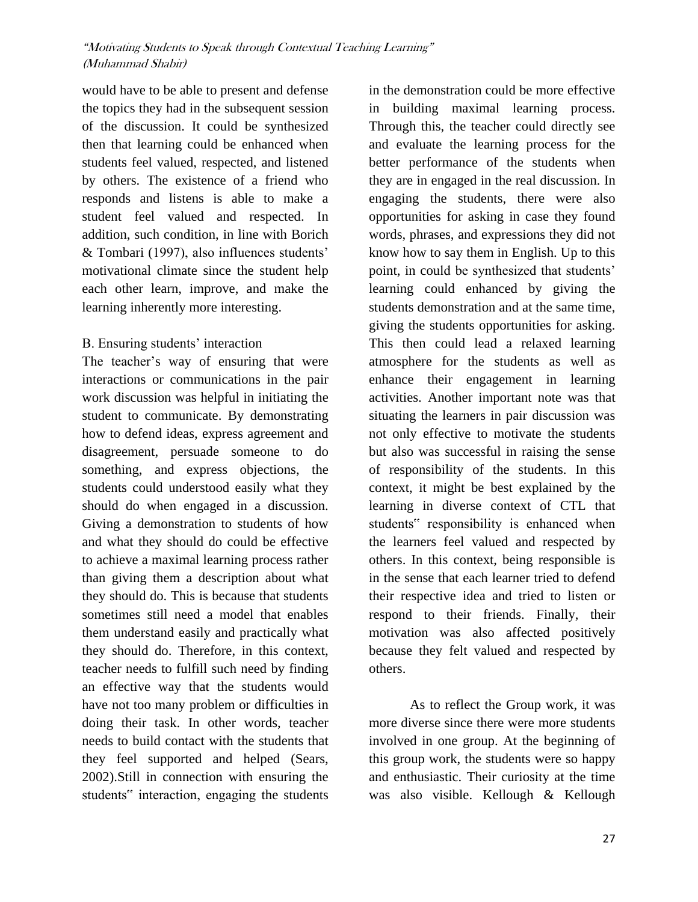would have to be able to present and defense the topics they had in the subsequent session of the discussion. It could be synthesized then that learning could be enhanced when students feel valued, respected, and listened by others. The existence of a friend who responds and listens is able to make a student feel valued and respected. In addition, such condition, in line with Borich & Tombari (1997), also influences students' motivational climate since the student help each other learn, improve, and make the learning inherently more interesting.

B. Ensuring students' interaction

The teacher's way of ensuring that were interactions or communications in the pair work discussion was helpful in initiating the student to communicate. By demonstrating how to defend ideas, express agreement and disagreement, persuade someone to do something, and express objections, the students could understood easily what they should do when engaged in a discussion. Giving a demonstration to students of how and what they should do could be effective to achieve a maximal learning process rather than giving them a description about what they should do. This is because that students sometimes still need a model that enables them understand easily and practically what they should do. Therefore, in this context, teacher needs to fulfill such need by finding an effective way that the students would have not too many problem or difficulties in doing their task. In other words, teacher needs to build contact with the students that they feel supported and helped (Sears, 2002).Still in connection with ensuring the students‟ interaction, engaging the students in the demonstration could be more effective in building maximal learning process. Through this, the teacher could directly see and evaluate the learning process for the better performance of the students when they are in engaged in the real discussion. In engaging the students, there were also opportunities for asking in case they found words, phrases, and expressions they did not know how to say them in English. Up to this point, in could be synthesized that students' learning could enhanced by giving the students demonstration and at the same time, giving the students opportunities for asking. This then could lead a relaxed learning atmosphere for the students as well as enhance their engagement in learning activities. Another important note was that situating the learners in pair discussion was not only effective to motivate the students but also was successful in raising the sense of responsibility of the students. In this context, it might be best explained by the learning in diverse context of CTL that students‟ responsibility is enhanced when the learners feel valued and respected by others. In this context, being responsible is in the sense that each learner tried to defend their respective idea and tried to listen or respond to their friends. Finally, their motivation was also affected positively because they felt valued and respected by others.

As to reflect the Group work, it was more diverse since there were more students involved in one group. At the beginning of this group work, the students were so happy and enthusiastic. Their curiosity at the time was also visible. Kellough & Kellough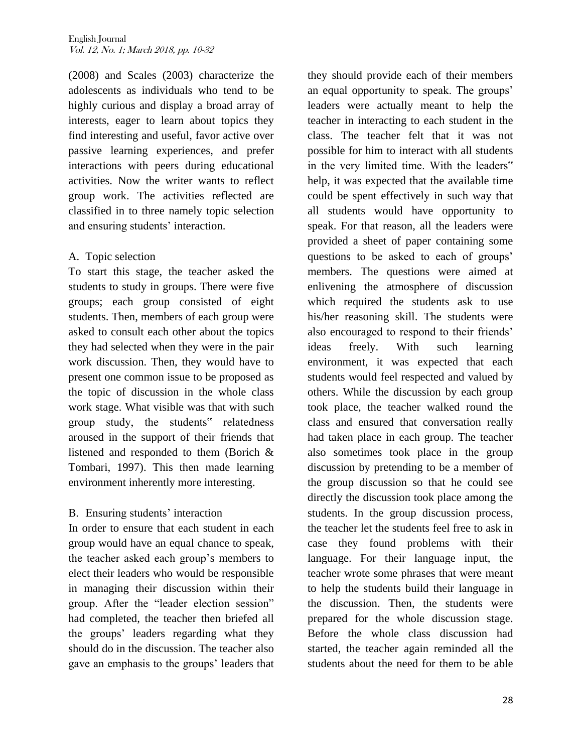(2008) and Scales (2003) characterize the adolescents as individuals who tend to be highly curious and display a broad array of interests, eager to learn about topics they find interesting and useful, favor active over passive learning experiences, and prefer interactions with peers during educational activities. Now the writer wants to reflect group work. The activities reflected are classified in to three namely topic selection and ensuring students' interaction.

A. Topic selection

To start this stage, the teacher asked the students to study in groups. There were five groups; each group consisted of eight students. Then, members of each group were asked to consult each other about the topics they had selected when they were in the pair work discussion. Then, they would have to present one common issue to be proposed as the topic of discussion in the whole class work stage. What visible was that with such group study, the students" relatedness aroused in the support of their friends that listened and responded to them (Borich & Tombari, 1997). This then made learning environment inherently more interesting.

B. Ensuring students' interaction

In order to ensure that each student in each group would have an equal chance to speak, the teacher asked each group's members to elect their leaders who would be responsible in managing their discussion within their group. After the "leader election session" had completed, the teacher then briefed all the groups' leaders regarding what they should do in the discussion. The teacher also gave an emphasis to the groups' leaders that they should provide each of their members an equal opportunity to speak. The groups' leaders were actually meant to help the teacher in interacting to each student in the class. The teacher felt that it was not possible for him to interact with all students in the very limited time. With the leaders" help, it was expected that the available time could be spent effectively in such way that all students would have opportunity to speak. For that reason, all the leaders were provided a sheet of paper containing some questions to be asked to each of groups' members. The questions were aimed at enlivening the atmosphere of discussion which required the students ask to use his/her reasoning skill. The students were also encouraged to respond to their friends' ideas freely. With such learning environment, it was expected that each students would feel respected and valued by others. While the discussion by each group took place, the teacher walked round the class and ensured that conversation really had taken place in each group. The teacher also sometimes took place in the group discussion by pretending to be a member of the group discussion so that he could see directly the discussion took place among the students. In the group discussion process, the teacher let the students feel free to ask in case they found problems with their language. For their language input, the teacher wrote some phrases that were meant to help the students build their language in the discussion. Then, the students were prepared for the whole discussion stage. Before the whole class discussion had started, the teacher again reminded all the students about the need for them to be able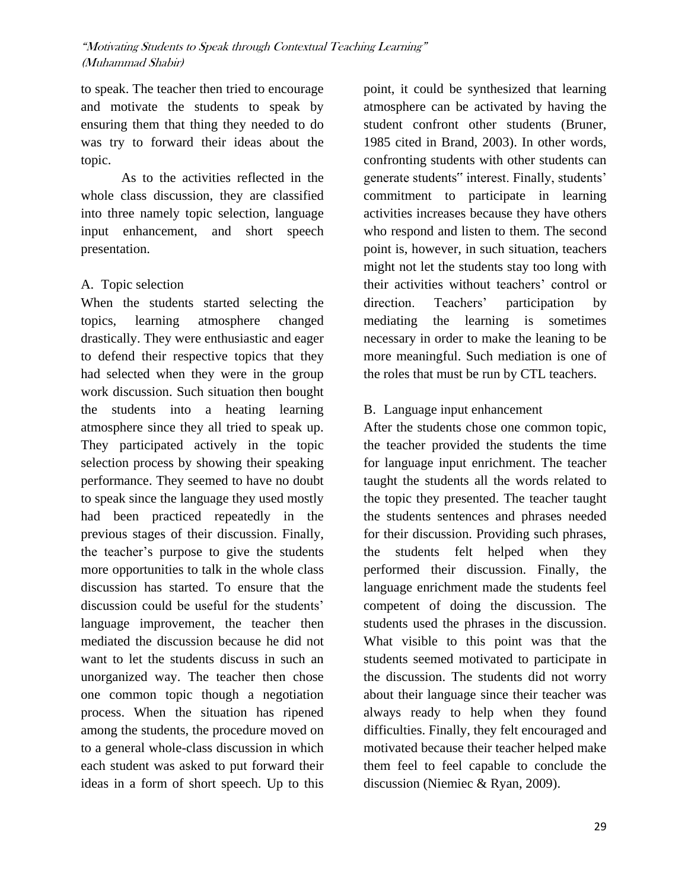to speak. The teacher then tried to encourage and motivate the students to speak by ensuring them that thing they needed to do was try to forward their ideas about the topic.

As to the activities reflected in the whole class discussion, they are classified into three namely topic selection, language input enhancement, and short speech presentation.

A. Topic selection

When the students started selecting the topics, learning atmosphere changed drastically. They were enthusiastic and eager to defend their respective topics that they had selected when they were in the group work discussion. Such situation then bought the students into a heating learning atmosphere since they all tried to speak up. They participated actively in the topic selection process by showing their speaking performance. They seemed to have no doubt to speak since the language they used mostly had been practiced repeatedly in the previous stages of their discussion. Finally, the teacher's purpose to give the students more opportunities to talk in the whole class discussion has started. To ensure that the discussion could be useful for the students' language improvement, the teacher then mediated the discussion because he did not want to let the students discuss in such an unorganized way. The teacher then chose one common topic though a negotiation process. When the situation has ripened among the students, the procedure moved on to a general whole-class discussion in which each student was asked to put forward their ideas in a form of short speech. Up to this point, it could be synthesized that learning atmosphere can be activated by having the student confront other students (Bruner, 1985 cited in Brand, 2003). In other words, confronting students with other students can generate students" interest. Finally, students' commitment to participate in learning activities increases because they have others who respond and listen to them. The second point is, however, in such situation, teachers might not let the students stay too long with their activities without teachers' control or direction. Teachers' participation by mediating the learning is sometimes necessary in order to make the leaning to be more meaningful. Such mediation is one of the roles that must be run by CTL teachers.

B. Language input enhancement

After the students chose one common topic, the teacher provided the students the time for language input enrichment. The teacher taught the students all the words related to the topic they presented. The teacher taught the students sentences and phrases needed for their discussion. Providing such phrases, the students felt helped when they performed their discussion. Finally, the language enrichment made the students feel competent of doing the discussion. The students used the phrases in the discussion. What visible to this point was that the students seemed motivated to participate in the discussion. The students did not worry about their language since their teacher was always ready to help when they found difficulties. Finally, they felt encouraged and motivated because their teacher helped make them feel to feel capable to conclude the discussion (Niemiec & Ryan, 2009).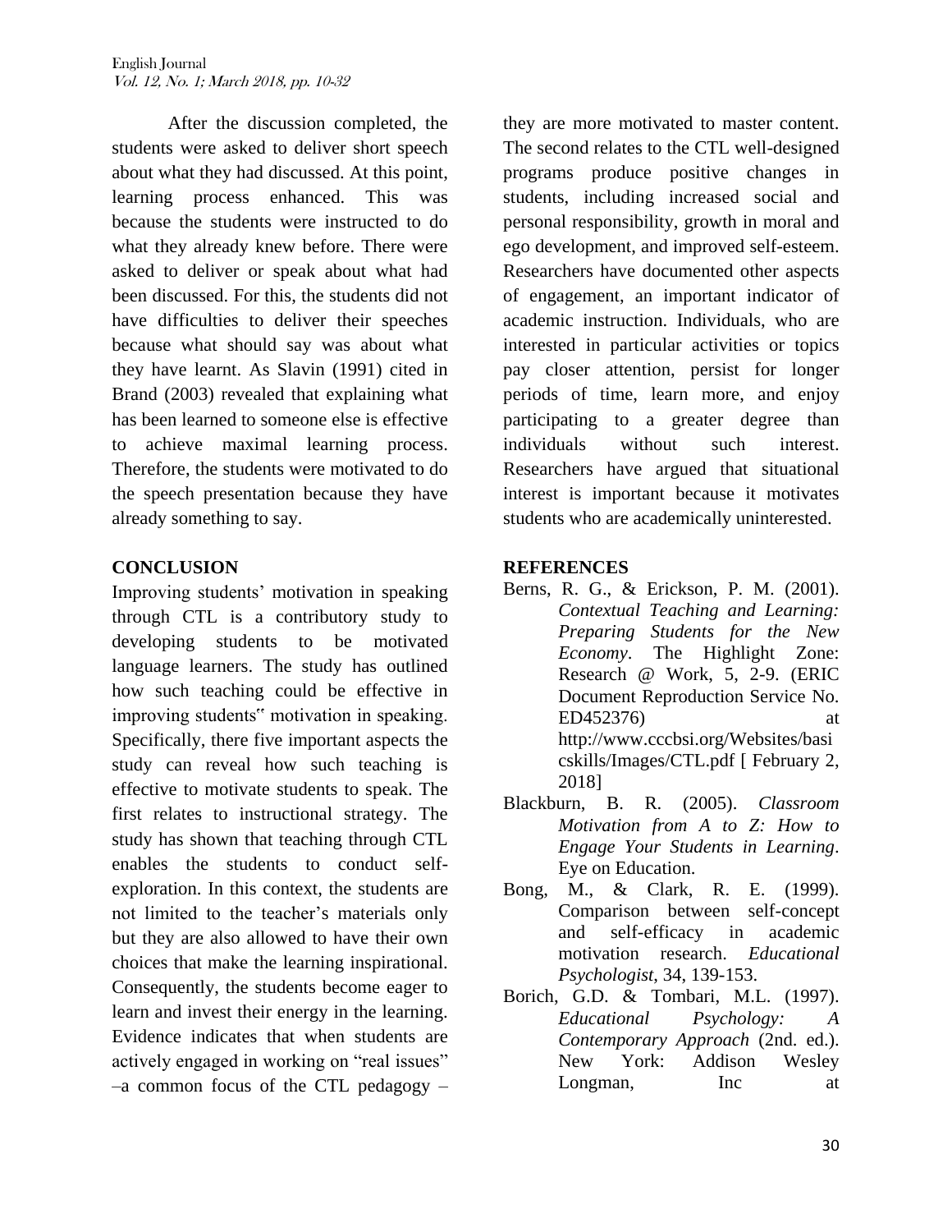After the discussion completed, the students were asked to deliver short speech about what they had discussed. At this point, learning process enhanced. This was because the students were instructed to do what they already knew before. There were asked to deliver or speak about what had been discussed. For this, the students did not have difficulties to deliver their speeches because what should say was about what they have learnt. As Slavin (1991) cited in Brand (2003) revealed that explaining what has been learned to someone else is effective to achieve maximal learning process. Therefore, the students were motivated to do the speech presentation because they have already something to say.

## CONCLUSION

Improving students' motivation in speaking through CTL is a contributory study to developing students to be motivated language learners. The study has outlined how such teaching could be effective in improving students‟ motivation in speaking. Specifically, there five important aspects the study can reveal how such teaching is effective to motivate students to speak. The first relates to instructional strategy. The study has shown that teaching through CTL enables the students to conduct self-exploration. In this context, the students are not limited to the teacher's materials only but they are also allowed to have their own choices that make the learning inspirational. Consequently, the students become eager to learn and invest their energy in the learning. Evidence indicates that when students are actively engaged in working on "real issues" –a common focus of the CTL pedagogy – they are more motivated to master content. The second relates to the CTL well-designed programs produce positive changes in students, including increased social and personal responsibility, growth in moral and ego development, and improved self-esteem. Researchers have documented other aspects of engagement, an important indicator of academic instruction. Individuals, who are interested in particular activities or topics pay closer attention, persist for longer periods of time, learn more, and enjoy participating to a greater degree than individuals without such interest. Researchers have argued that situational interest is important because it motivates students who are academically uninterested.

## REFERENCES

Berns, R. G., & Erickson, P. M. (2001). *Contextual Teaching and Learning: Preparing Students for the New Economy*. The Highlight Zone: Research @ Work, 5, 2-9. (ERIC Document Reproduction Service No. ED452376) at http://www.cccbsi.org/Websites/basicskills/Images/CTL.pdf [ February 2, 2018]

Blackburn, B. R. (2005). *Classroom Motivation from A to Z: How to Engage Your Students in Learning*. Eye on Education.

Bong, M., & Clark, R. E. (1999). Comparison between self-concept and self-efficacy in academic motivation research. *Educational Psychologist*, 34, 139-153.

Borich, G.D. & Tombari, M.L. (1997). *Educational Psychology: A Contemporary Approach* (2nd. ed.). New York: Addison Wesley Longman, Inc at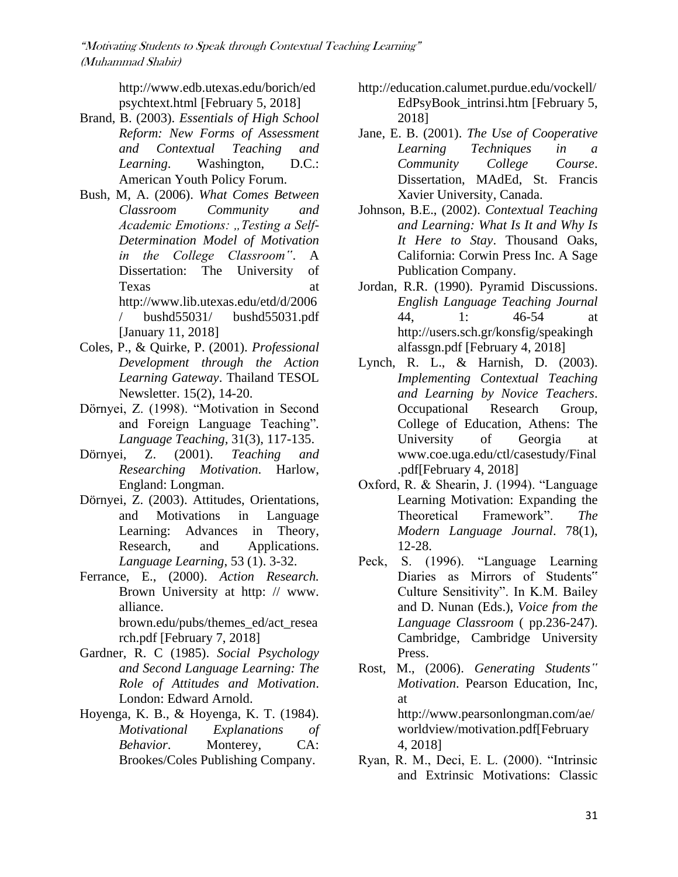http://www.edb.utexas.edu/borich/edpsychtext.html [February 5, 2018]

Brand, B. (2003). *Essentials of High School Reform: New Forms of Assessment and Contextual Teaching and Learning*. Washington, D.C.: American Youth Policy Forum.

Bush, M, A. (2006). *What Comes Between Classroom Community and Academic Emotions: „Testing a Self-Determination Model of Motivation in the College Classroom"*. A Dissertation: The University of Texas at http://www.lib.utexas.edu/etd/d/2006/ bushd55031/ bushd55031.pdf [January 11, 2018]

Coles, P., & Quirke, P. (2001). *Professional Development through the Action Learning Gateway*. Thailand TESOL Newsletter. 15(2), 14-20.

Dörnyei, Z. (1998). "Motivation in Second and Foreign Language Teaching". *Language Teaching*, 31(3), 117-135.

Dörnyei, Z. (2001). *Teaching and Researching Motivation*. Harlow, England: Longman.

Dörnyei, Z. (2003). Attitudes, Orientations, and Motivations in Language Learning: Advances in Theory, Research, and Applications. *Language Learning*, 53 (1). 3-32.

Ferrance, E., (2000). *Action Research.* Brown University at http: // www. alliance. brown.edu/pubs/themes_ed/act_research.pdf [February 7, 2018]

Gardner, R. C (1985). *Social Psychology and Second Language Learning: The Role of Attitudes and Motivation*. London: Edward Arnold.

Hoyenga, K. B., & Hoyenga, K. T. (1984). *Motivational Explanations of Behavior*. Monterey, CA: Brookes/Coles Publishing Company. http://education.calumet.purdue.edu/vockell/EdPsyBook_intrinsi.htm [February 5, 2018]

Jane, E. B. (2001). *The Use of Cooperative Learning Techniques in a Community College Course*. Dissertation, MAdEd, St. Francis Xavier University, Canada.

Johnson, B.E., (2002). *Contextual Teaching and Learning: What Is It and Why Is It Here to Stay*. Thousand Oaks, California: Corwin Press Inc. A Sage Publication Company.

Jordan, R.R. (1990). Pyramid Discussions. *English Language Teaching Journal* 44, 1: 46-54 at http://users.sch.gr/konsfig/speakinghalfassgn.pdf [February 4, 2018]

Lynch, R. L., & Harnish, D. (2003). *Implementing Contextual Teaching and Learning by Novice Teachers*. Occupational Research Group, College of Education, Athens: The University of Georgia at www.coe.uga.edu/ctl/casestudy/Final.pdf[February 4, 2018]

Oxford, R. & Shearin, J. (1994). "Language Learning Motivation: Expanding the Theoretical Framework". *The Modern Language Journal*. 78(1), 12-28.

Peck, S. (1996). "Language Learning Diaries as Mirrors of Students" Culture Sensitivity". In K.M. Bailey and D. Nunan (Eds.), *Voice from the Language Classroom* ( pp.236-247). Cambridge, Cambridge University Press.

Rost, M., (2006). *Generating Students" Motivation*. Pearson Education, Inc, at http://www.pearsonlongman.com/ae/worldview/motivation.pdf[February 4, 2018]

Ryan, R. M., Deci, E. L. (2000). "Intrinsic and Extrinsic Motivations: Classic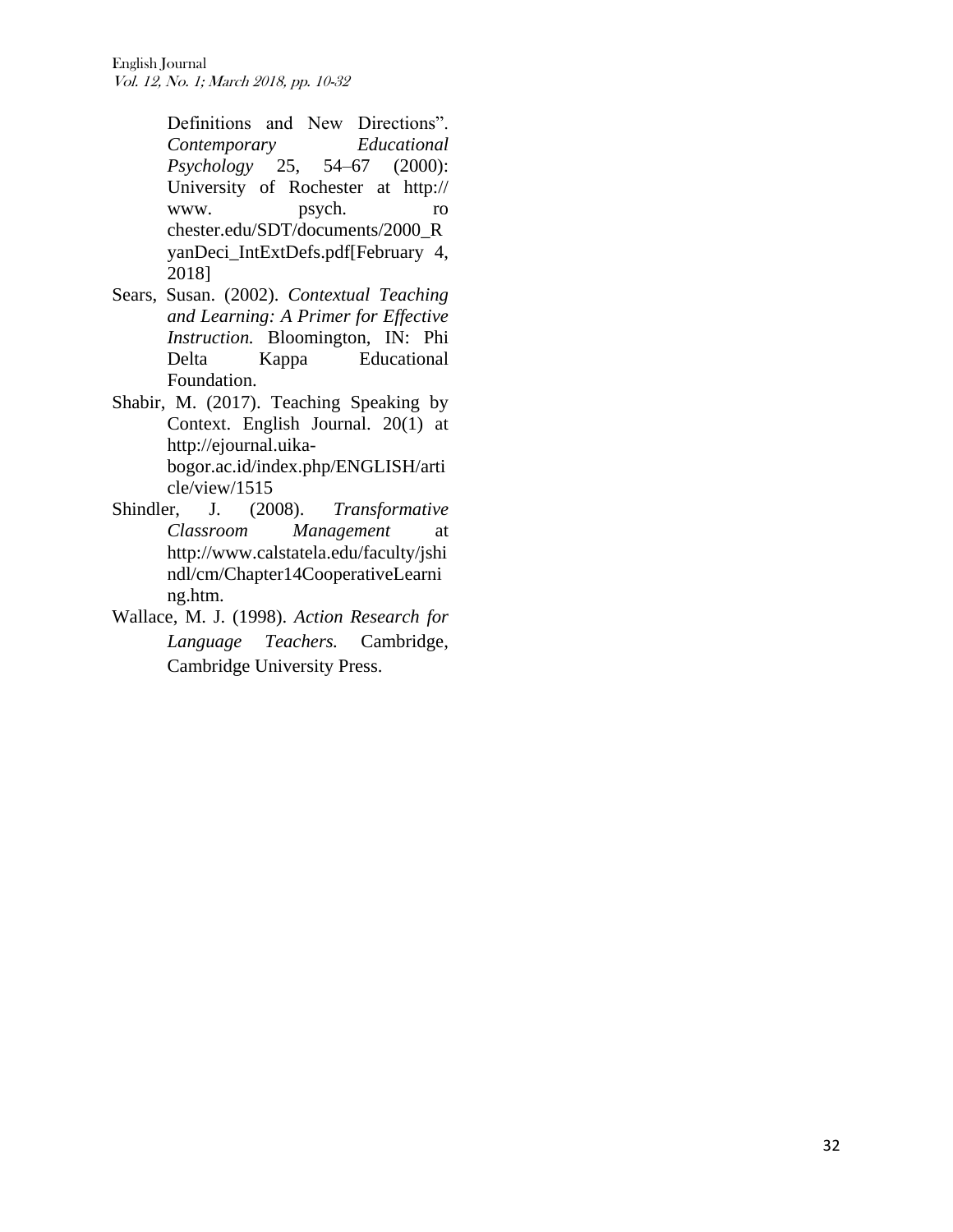Definitions and New Directions". *Contemporary Educational Psychology* 25, 54–67 (2000): University of Rochester at http:// www. psych. ro chester.edu/SDT/documents/2000_RyanDeci_IntExtDefs.pdf[February 4, 2018]

Sears, Susan. (2002). *Contextual Teaching and Learning: A Primer for Effective Instruction.* Bloomington, IN: Phi Delta Kappa Educational Foundation.

Shabir, M. (2017). Teaching Speaking by Context. English Journal. 20(1) at http://ejournal.uika-bogor.ac.id/index.php/ENGLISH/article/view/1515

Shindler, J. (2008). *Transformative Classroom Management* at http://www.calstatela.edu/faculty/jshindl/cm/Chapter14CooperativeLearning.htm.

Wallace, M. J. (1998). *Action Research for Language Teachers.* Cambridge, Cambridge University Press.